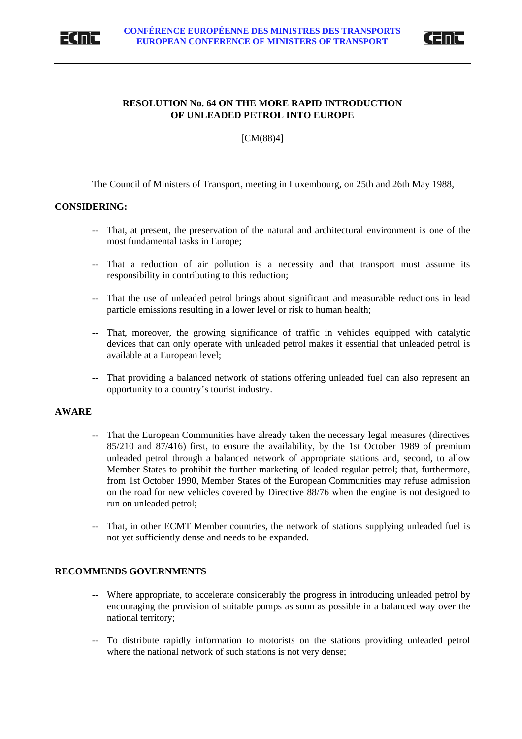**CONFÉRENCE EUROPÉENNE DES MINISTRES DES TRANSPORTS**
**EUROPEAN CONFERENCE OF MINISTERS OF TRANSPORT**

# RESOLUTION No. 64 ON THE MORE RAPID INTRODUCTION OF UNLEADED PETROL INTO EUROPE

[CM(88)4]

The Council of Ministers of Transport, meeting in Luxembourg, on 25th and 26th May 1988,

**CONSIDERING:**

-- That, at present, the preservation of the natural and architectural environment is one of the most fundamental tasks in Europe;

-- That a reduction of air pollution is a necessity and that transport must assume its responsibility in contributing to this reduction;

-- That the use of unleaded petrol brings about significant and measurable reductions in lead particle emissions resulting in a lower level or risk to human health;

-- That, moreover, the growing significance of traffic in vehicles equipped with catalytic devices that can only operate with unleaded petrol makes it essential that unleaded petrol is available at a European level;

-- That providing a balanced network of stations offering unleaded fuel can also represent an opportunity to a country's tourist industry.

**AWARE**

-- That the European Communities have already taken the necessary legal measures (directives 85/210 and 87/416) first, to ensure the availability, by the 1st October 1989 of premium unleaded petrol through a balanced network of appropriate stations and, second, to allow Member States to prohibit the further marketing of leaded regular petrol; that, furthermore, from 1st October 1990, Member States of the European Communities may refuse admission on the road for new vehicles covered by Directive 88/76 when the engine is not designed to run on unleaded petrol;

-- That, in other ECMT Member countries, the network of stations supplying unleaded fuel is not yet sufficiently dense and needs to be expanded.

**RECOMMENDS GOVERNMENTS**

-- Where appropriate, to accelerate considerably the progress in introducing unleaded petrol by encouraging the provision of suitable pumps as soon as possible in a balanced way over the national territory;

-- To distribute rapidly information to motorists on the stations providing unleaded petrol where the national network of such stations is not very dense;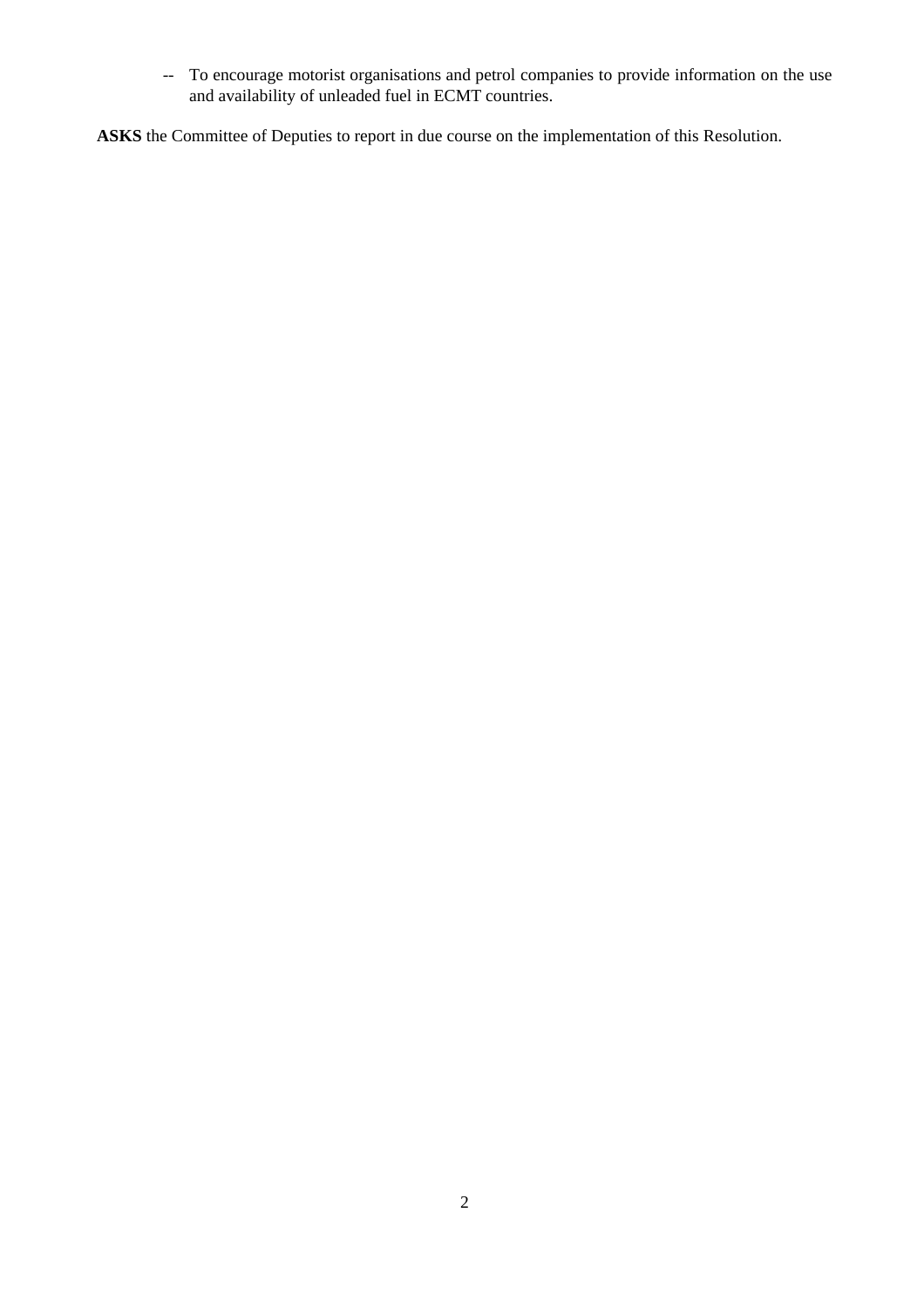- To encourage motorist organisations and petrol companies to provide information on the use and availability of unleaded fuel in ECMT countries.

**ASKS** the Committee of Deputies to report in due course on the implementation of this Resolution.